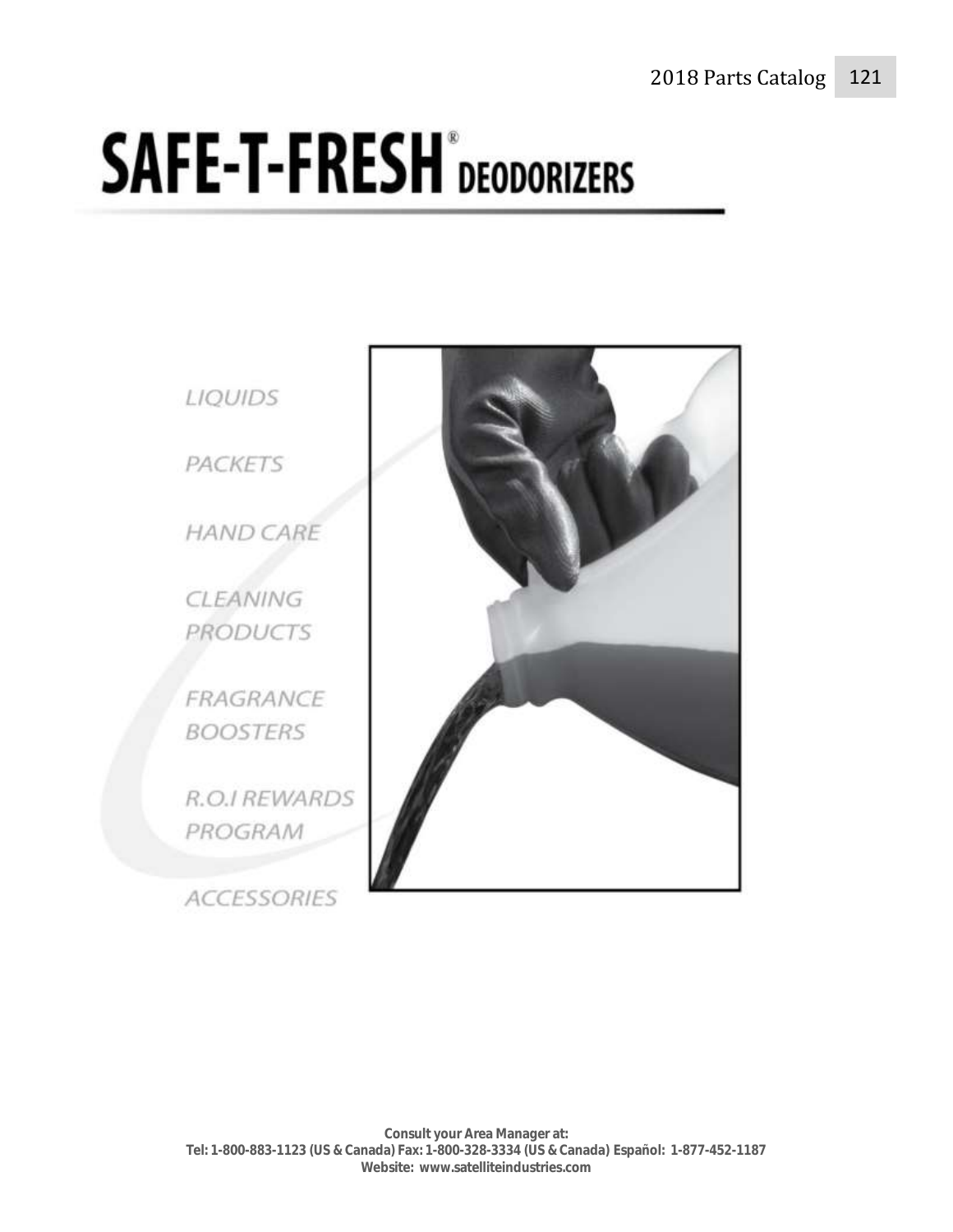# SAFE-T-FRESH® DEODORIZERS

*LIQUIDS*

*PACKETS*

*HAND CARE*

*CLEANING PRODUCTS*

*FRAGRANCE BOOSTERS*

*R.O.I REWARDS PROGRAM*

*ACCESSORIES*

**Consult your Area Manager at:**
**Tel: 1-800-883-1123 (US & Canada) Fax: 1-800-328-3334 (US & Canada) Español: 1-877-452-1187**
**Website: www.satelliteindustries.com**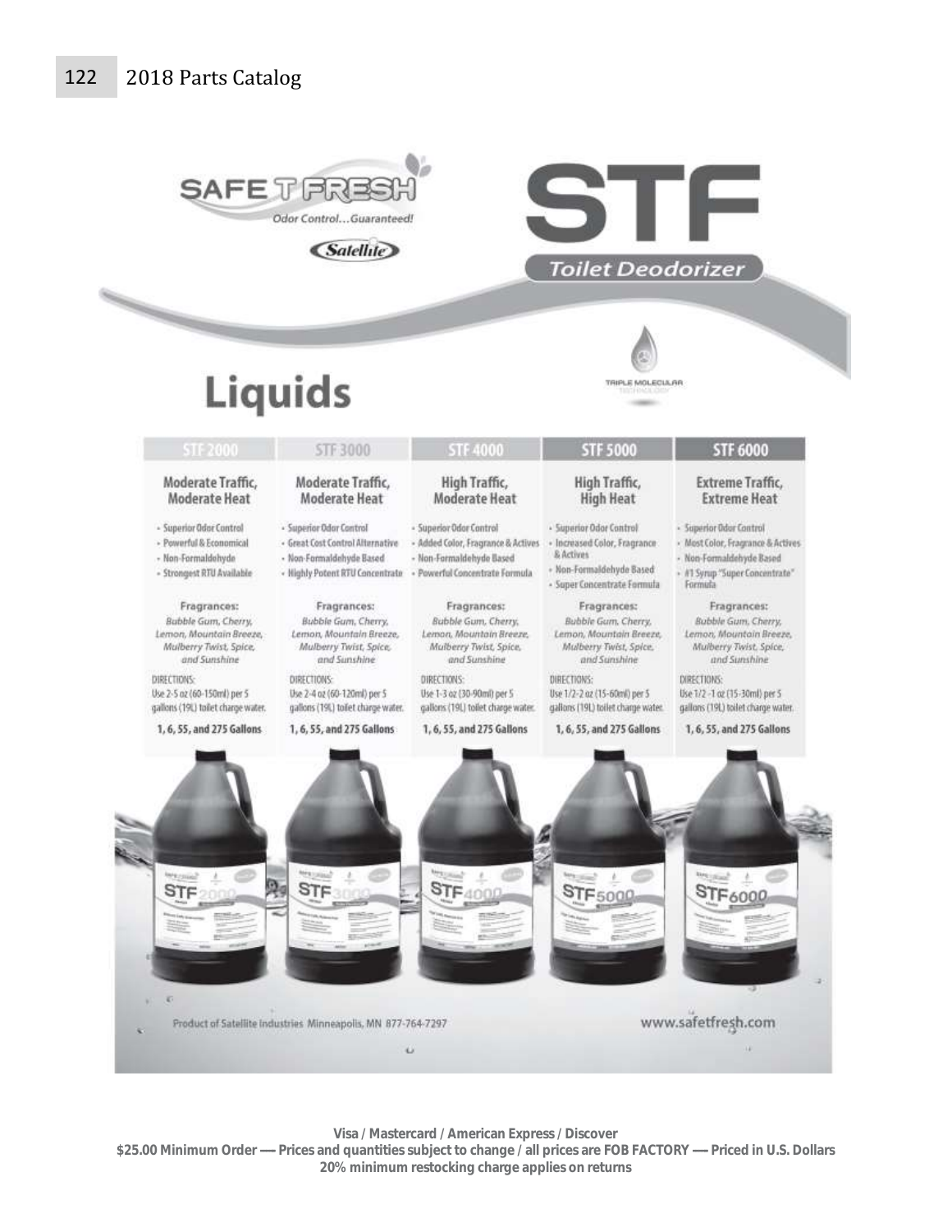SAFE T FRESH

Odor Control...Guaranteed!

Satellite

# STF

Toilet Deodorizer

TRIPLE MOLECULAR TECHNOLOGY

# Liquids

| STF 2000 | STF 3000 | STF 4000 | STF 5000 | STF 6000 |
|---|---|---|---|---|
| **Moderate Traffic, Moderate Heat** | **Moderate Traffic, Moderate Heat** | **High Traffic, Moderate Heat** | **High Traffic, High Heat** | **Extreme Traffic, Extreme Heat** |
| • Superior Odor Control<br>• Powerful & Economical<br>• Non-Formaldehyde<br>• Strongest RTU Available | • Superior Odor Control<br>• Great Cost Control Alternative<br>• Non-Formaldehyde Based<br>• Highly Potent RTU Concentrate | • Superior Odor Control<br>• Added Color, Fragrance & Actives<br>• Non-Formaldehyde Based<br>• Powerful Concentrate Formula | • Superior Odor Control<br>• Increased Color, Fragrance & Actives<br>• Non-Formaldehyde Based<br>• Super Concentrate Formula | • Superior Odor Control<br>• Most Color, Fragrance & Actives<br>• Non-Formaldehyde Based<br>• #1 Syrup "Super Concentrate" Formula |
| Fragrances:<br>*Bubble Gum, Cherry, Lemon, Mountain Breeze, Mulberry Twist, Spice, and Sunshine* | Fragrances:<br>*Bubble Gum, Cherry, Lemon, Mountain Breeze, Mulberry Twist, Spice, and Sunshine* | Fragrances:<br>*Bubble Gum, Cherry, Lemon, Mountain Breeze, Mulberry Twist, Spice, and Sunshine* | Fragrances:<br>*Bubble Gum, Cherry, Lemon, Mountain Breeze, Mulberry Twist, Spice, and Sunshine* | Fragrances:<br>*Bubble Gum, Cherry, Lemon, Mountain Breeze, Mulberry Twist, Spice, and Sunshine* |
| DIRECTIONS:<br>Use 2-5 oz (60-150ml) per 5 gallons (19L) toilet charge water. | DIRECTIONS:<br>Use 2-4 oz (60-120ml) per 5 gallons (19L) toilet charge water. | DIRECTIONS:<br>Use 1-3 oz (30-90ml) per 5 gallons (19L) toilet charge water. | DIRECTIONS:<br>Use 1/2-2 oz (15-60ml) per 5 gallons (19L) toilet charge water. | DIRECTIONS:<br>Use 1/2 -1 oz (15-30ml) per 5 gallons (19L) toilet charge water. |
| **1, 6, 55, and 275 Gallons** | **1, 6, 55, and 275 Gallons** | **1, 6, 55, and 275 Gallons** | **1, 6, 55, and 275 Gallons** | **1, 6, 55, and 275 Gallons** |

Product of Satellite Industries Minneapolis, MN 877-764-7297

www.safetfresh.com

**Visa / Mastercard / American Express / Discover**
**$25.00 Minimum Order — Prices and quantities subject to change / all prices are FOB FACTORY — Priced in U.S. Dollars**
**20% minimum restocking charge applies on returns**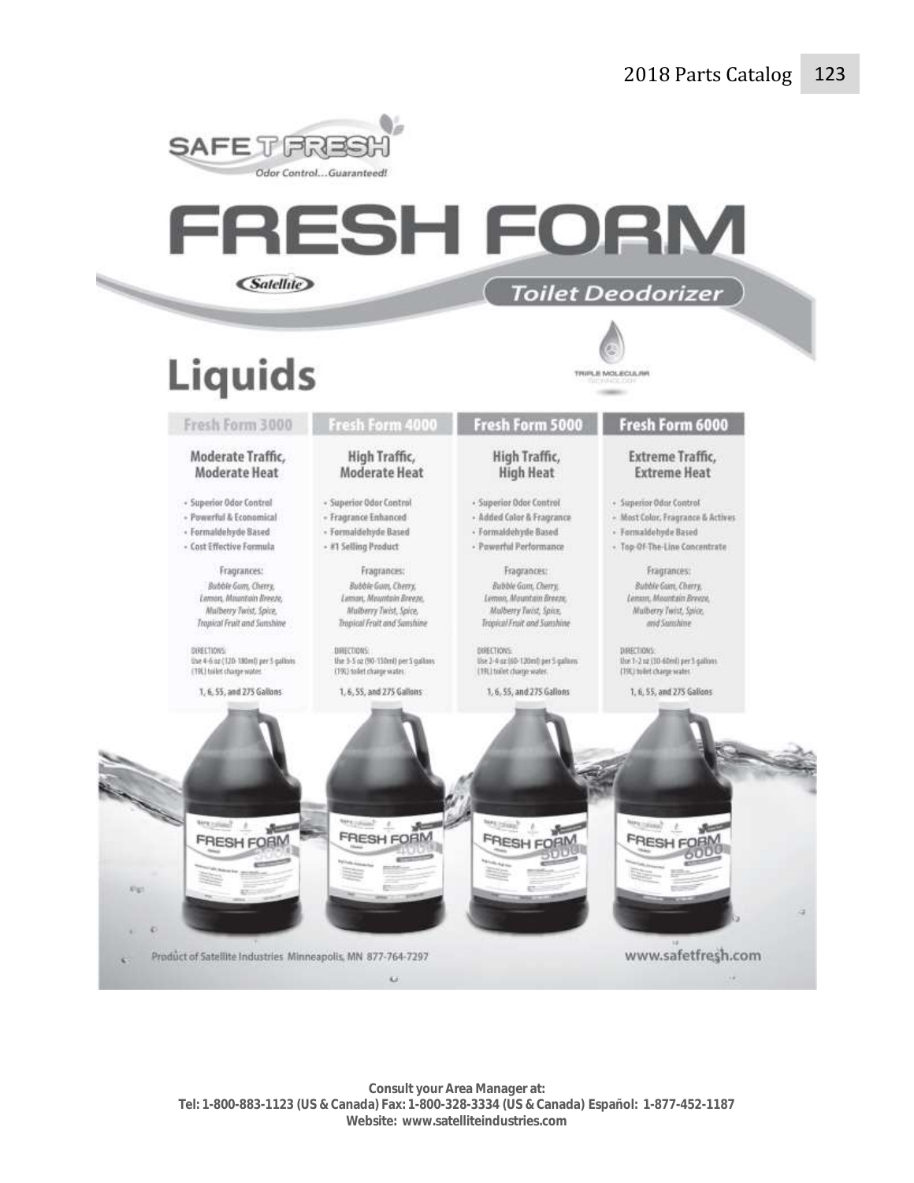# SAFE T FRESH

*Odor Control…Guaranteed!*

# FRESH FORM

Satellite

## Toilet Deodorizer

TRIPLE MOLECULAR TECHNOLOGY

## Liquids

| Fresh Form 3000 | Fresh Form 4000 | Fresh Form 5000 | Fresh Form 6000 |
|---|---|---|---|
| **Moderate Traffic, Moderate Heat** | **High Traffic, Moderate Heat** | **High Traffic, High Heat** | **Extreme Traffic, Extreme Heat** |
| • Superior Odor Control<br>• Powerful & Economical<br>• Formaldehyde Based<br>• Cost Effective Formula | • Superior Odor Control<br>• Fragrance Enhanced<br>• Formaldehyde Based<br>• #1 Selling Product | • Superior Odor Control<br>• Added Color & Fragrance<br>• Formaldehyde Based<br>• Powerful Performance | • Superior Odor Control<br>• Most Color, Fragrance & Actives<br>• Formaldehyde Based<br>• Top-Of-The-Line Concentrate |
| Fragrances:<br>*Bubble Gum, Cherry, Lemon, Mountain Breeze, Mulberry Twist, Spice, Tropical Fruit and Sunshine* | Fragrances:<br>*Bubble Gum, Cherry, Lemon, Mountain Breeze, Mulberry Twist, Spice, Tropical Fruit and Sunshine* | Fragrances:<br>*Bubble Gum, Cherry, Lemon, Mountain Breeze, Mulberry Twist, Spice, Tropical Fruit and Sunshine* | Fragrances:<br>*Bubble Gum, Cherry, Lemon, Mountain Breeze, Mulberry Twist, Spice, and Sunshine* |
| DIRECTIONS:<br>Use 4-6 oz (120-180ml) per 5 gallons (19L) toilet charge water. | DIRECTIONS:<br>Use 3-5 oz (90-150ml) per 5 gallons (19L) toilet charge water. | DIRECTIONS:<br>Use 2-4 oz (60-120ml) per 5 gallons (19L) toilet charge water. | DIRECTIONS:<br>Use 1-2 oz (30-60ml) per 5 gallons (19L) toilet charge water. |
| 1, 6, 55, and 275 Gallons | 1, 6, 55, and 275 Gallons | 1, 6, 55, and 275 Gallons | 1, 6, 55, and 275 Gallons |

Product of Satellite Industries Minneapolis, MN 877-764-7297

www.safetfresh.com

**Consult your Area Manager at:**
**Tel: 1-800-883-1123 (US & Canada) Fax: 1-800-328-3334 (US & Canada) Español: 1-877-452-1187**
**Website: www.satelliteindustries.com**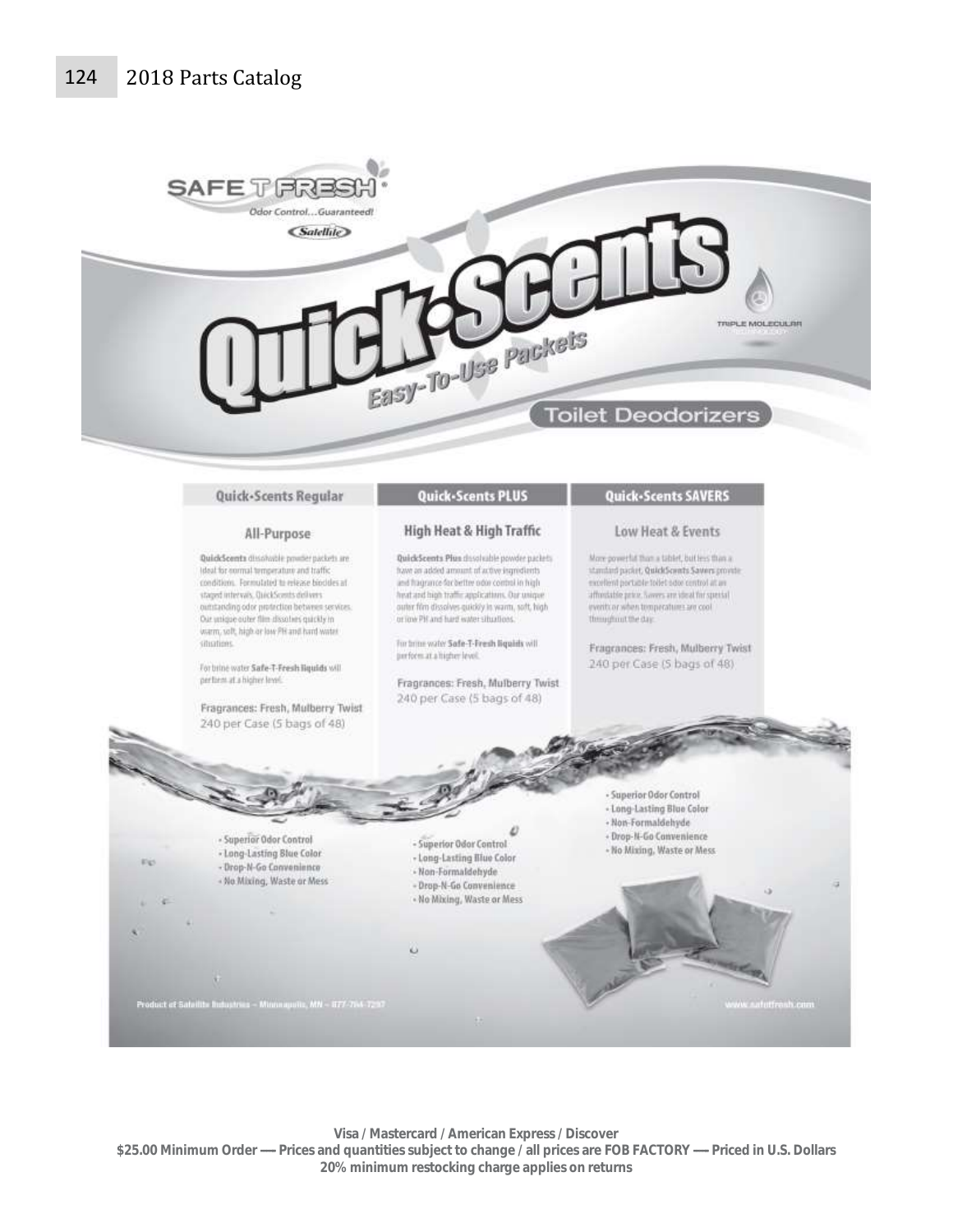SAFE T FRESH®
Odor Control…Guaranteed!
Satellite

# Quick·Scents

*Easy-To-Use Packets*

TRIPLE MOLECULAR

## Toilet Deodorizers

### Quick·Scents Regular

#### All-Purpose

**QuickScents** dissolvable powder packets are ideal for normal temperature and traffic conditions. Formulated to release biocides at staged intervals, QuickScents delivers outstanding odor protection between services. Our unique outer film dissolves quickly in warm, soft, high or low PH and hard water situations.

For brine water **Safe-T-Fresh liquids** will perform at a higher level.

Fragrances: Fresh, Mulberry Twist
240 per Case (5 bags of 48)

- Superior Odor Control
- Long-Lasting Blue Color
- Drop-N-Go Convenience
- No Mixing, Waste or Mess

### Quick·Scents PLUS

#### High Heat & High Traffic

**QuickScents Plus** dissolvable powder packets have an added amount of active ingredients and fragrance for better odor control in high heat and high traffic applications. Our unique outer film dissolves quickly in warm, soft, high or low PH and hard water situations.

For brine water **Safe-T-Fresh liquids** will perform at a higher level.

Fragrances: Fresh, Mulberry Twist
240 per Case (5 bags of 48)

- Superior Odor Control
- Long-Lasting Blue Color
- Non-Formaldehyde
- Drop-N-Go Convenience
- No Mixing, Waste or Mess

### Quick·Scents SAVERS

#### Low Heat & Events

More powerful than a tablet, but less than a standard packet, **QuickScents Savers** provide excellent portable toilet odor control at an affordable price. Savers are ideal for special events or when temperatures are cool throughout the day.

Fragrances: Fresh, Mulberry Twist
240 per Case (5 bags of 48)

- Superior Odor Control
- Long-Lasting Blue Color
- Non-Formaldehyde
- Drop-N-Go Convenience
- No Mixing, Waste or Mess

Product of Satellite Industries – Minneapolis, MN – 877-794-7297

www.safetfresh.com

**Visa / Mastercard / American Express / Discover**
**$25.00 Minimum Order — Prices and quantities subject to change / all prices are FOB FACTORY — Priced in U.S. Dollars**
**20% minimum restocking charge applies on returns**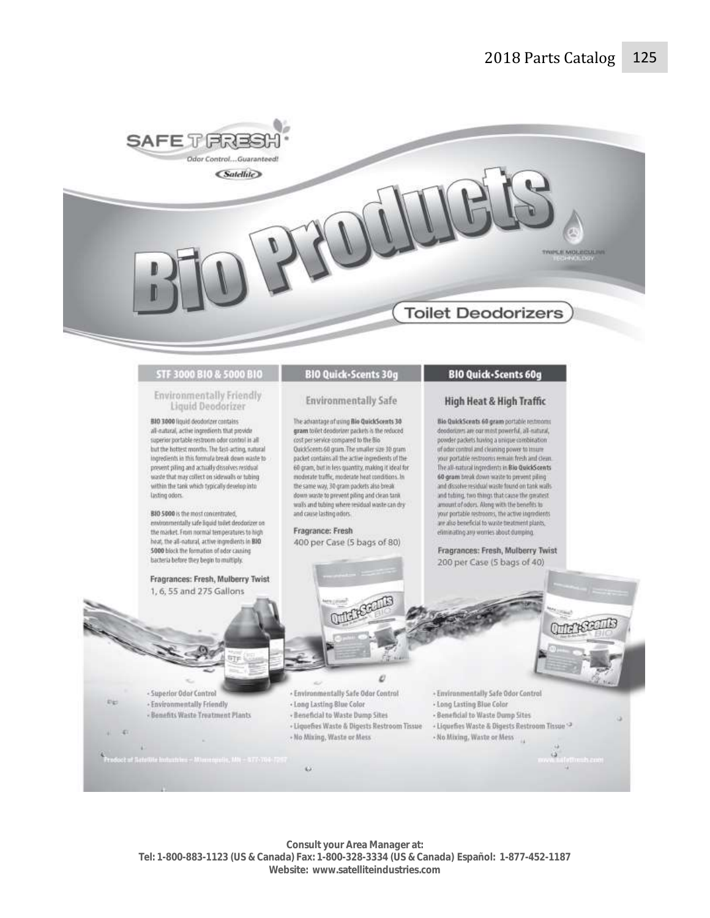SAFE T FRESH

Odor Control...Guaranteed!

Satellite

# Bio Products

TRIPLE MOLECULAR TECHNOLOGY

## Toilet Deodorizers

### STF 3000 BIO & 5000 BIO

#### Environmentally Friendly Liquid Deodorizer

**BIO 3000** liquid deodorizer contains all-natural, active ingredients that provide superior portable restroom odor control in all but the hottest months. The fast-acting, natural ingredients in this formula break down waste to prevent piling and actually dissolves residual waste that may collect on sidewalls or tubing within the tank which typically develop into lasting odors.

**BIO 5000** is the most concentrated, environmentally safe liquid toilet deodorizer on the market. From normal temperatures to high heat, the all-natural, active ingredients in **BIO 5000** block the formation of odor causing bacteria before they begin to multiply.

**Fragrances: Fresh, Mulberry Twist**

1, 6, 55 and 275 Gallons

- Superior Odor Control
- Environmentally Friendly
- Benefits Waste Treatment Plants

### BIO Quick-Scents 30g

#### Environmentally Safe

The advantage of using **Bio QuickScents 30 gram** toilet deodorizer packets is the reduced cost per service compared to the Bio QuickScents 60 gram. The smaller size 30 gram packet contains all the active ingredients of the 60 gram, but in less quantity, making it ideal for moderate traffic, moderate heat conditions. In the same way, 30 gram packets also break down waste to prevent piling and clean tank walls and tubing where residual waste can dry and cause lasting odors.

**Fragrance: Fresh**

400 per Case (5 bags of 80)

- Environmentally Safe Odor Control
- Long Lasting Blue Color
- Beneficial to Waste Dump Sites
- Liquefies Waste & Digests Restroom Tissue
- No Mixing, Waste or Mess

### BIO Quick-Scents 60g

#### High Heat & High Traffic

**Bio QuickScents 60 gram** portable restrooms deodorizers are our most powerful, all-natural, powder packets having a unique combination of odor control and cleaning power to insure your portable restrooms remain fresh and clean. The all-natural ingredients in **Bio QuickScents 60 gram** break down waste to prevent piling and dissolve residual waste found on tank walls and tubing, two things that cause the greatest amount of odors. Along with the benefits to your portable restrooms, the active ingredients are also beneficial to waste treatment plants, eliminating any worries about dumping.

**Fragrances: Fresh, Mulberry Twist**

200 per Case (5 bags of 40)

- Environmentally Safe Odor Control
- Long Lasting Blue Color
- Beneficial to Waste Dump Sites
- Liquefies Waste & Digests Restroom Tissue
- No Mixing, Waste or Mess

Product of Satellite Industries – Minneapolis, MN – 877-764-7297

www.safetfresh.com

**Consult your Area Manager at:**
**Tel: 1-800-883-1123 (US & Canada) Fax: 1-800-328-3334 (US & Canada) Español: 1-877-452-1187**
**Website: www.satelliteindustries.com**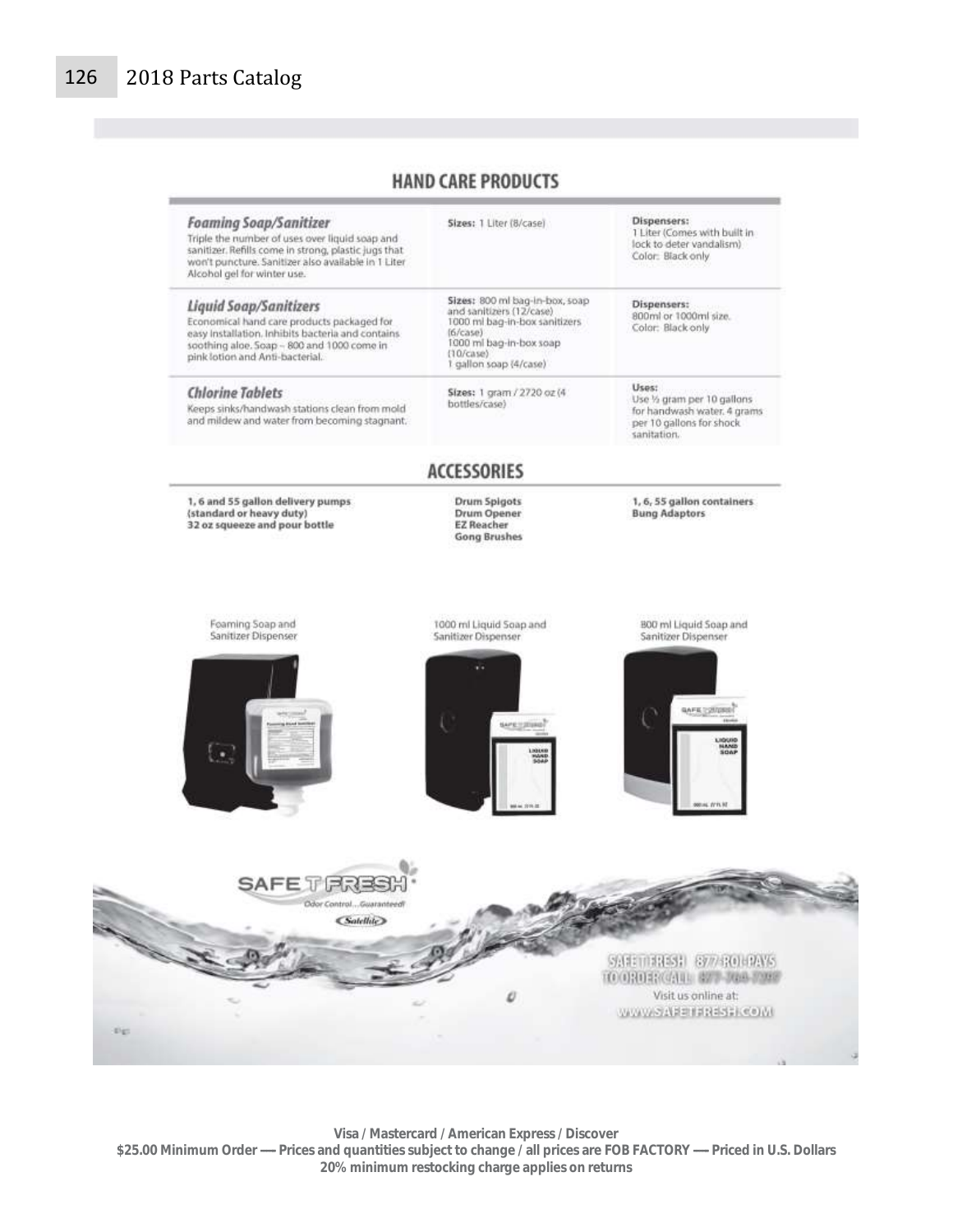## HAND CARE PRODUCTS

| | | |
|---|---|---|
| ***Foaming Soap/Sanitizer*** Triple the number of uses over liquid soap and sanitizer. Refills come in strong, plastic jugs that won't puncture. Sanitizer also available in 1 Liter Alcohol gel for winter use. | **Sizes:** 1 Liter (8/case) | **Dispensers:** 1 Liter (Comes with built in lock to deter vandalism) Color: Black only |
| ***Liquid Soap/Sanitizers*** Economical hand care products packaged for easy installation. Inhibits bacteria and contains soothing aloe. Soap – 800 and 1000 come in pink lotion and Anti-bacterial. | **Sizes:** 800 ml bag-in-box, soap and sanitizers (12/case) 1000 ml bag-in-box sanitizers (6/case) 1000 ml bag-in-box soap (10/case) 1 gallon soap (4/case) | **Dispensers:** 800ml or 1000ml size. Color: Black only |
| ***Chlorine Tablets*** Keeps sinks/handwash stations clean from mold and mildew and water from becoming stagnant. | **Sizes:** 1 gram / 2720 oz (4 bottles/case) | **Uses:** Use ½ gram per 10 gallons for handwash water. 4 grams per 10 gallons for shock sanitation. |

## ACCESSORIES

**1, 6 and 55 gallon delivery pumps (standard or heavy duty)**
**32 oz squeeze and pour bottle**

**Drum Spigots**
**Drum Opener**
**EZ Reacher**
**Gong Brushes**

**1, 6, 55 gallon containers**
**Bung Adaptors**

Foaming Soap and Sanitizer Dispenser

1000 ml Liquid Soap and Sanitizer Dispenser

800 ml Liquid Soap and Sanitizer Dispenser

SAFE T FRESH
Odor Control...Guaranteed!
Satellite

SAFE T FRESH 877-ROI-PAYS
TO ORDER CALL: 877-764-7297
Visit us online at:
WWW.SAFETFRESH.COM

**Visa / Mastercard / American Express / Discover**
**$25.00 Minimum Order — Prices and quantities subject to change / all prices are FOB FACTORY — Priced in U.S. Dollars**
**20% minimum restocking charge applies on returns**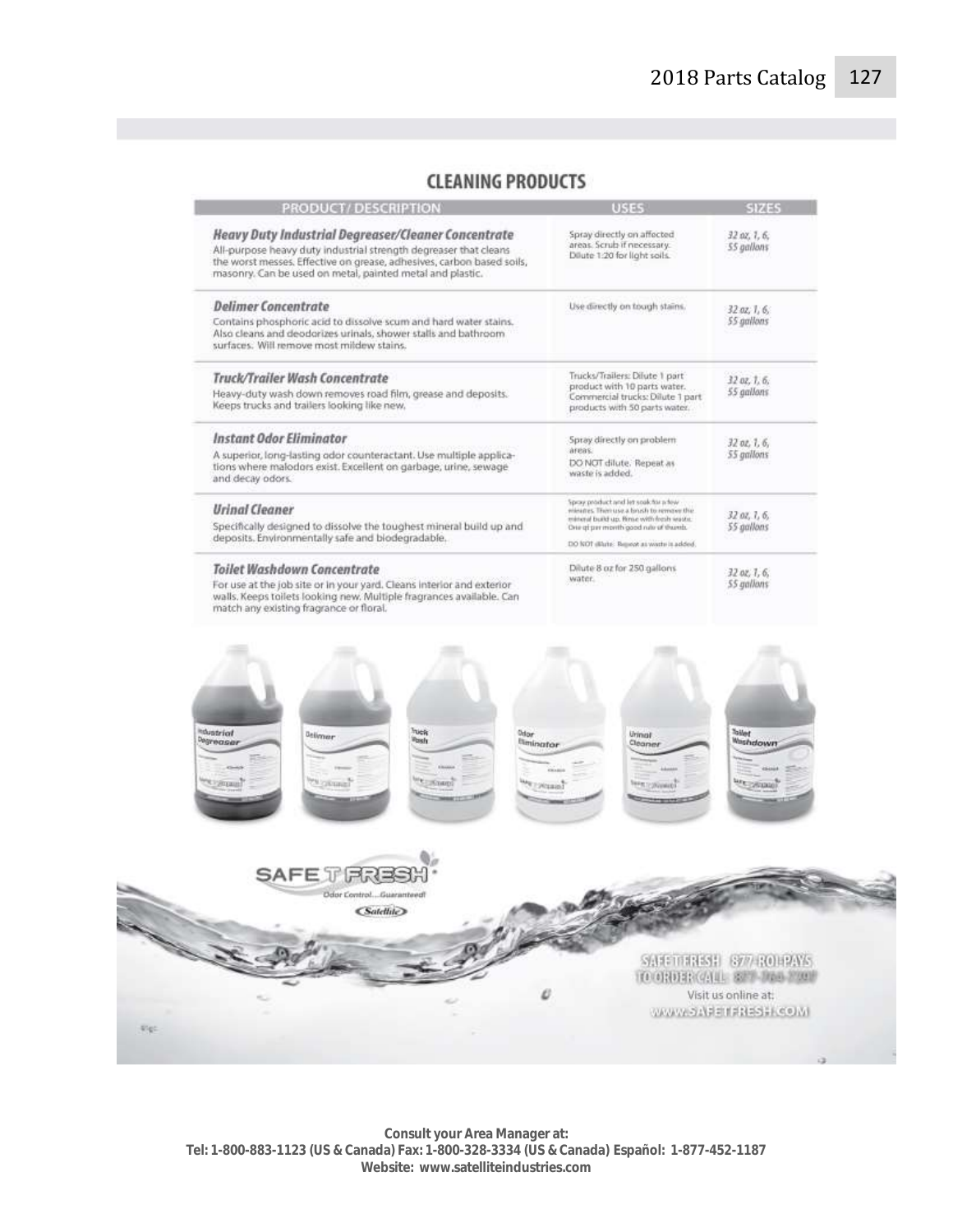## CLEANING PRODUCTS

| PRODUCT/ DESCRIPTION | USES | SIZES |
|---|---|---|
| ***Heavy Duty Industrial Degreaser/Cleaner Concentrate*** All-purpose heavy duty industrial strength degreaser that cleans the worst messes. Effective on grease, adhesives, carbon based soils, masonry. Can be used on metal, painted metal and plastic. | Spray directly on affected areas. Scrub if necessary. Dilute 1:20 for light soils. | *32 oz, 1, 6, 55 gallons* |
| ***Delimer Concentrate*** Contains phosphoric acid to dissolve scum and hard water stains. Also cleans and deodorizes urinals, shower stalls and bathroom surfaces. Will remove most mildew stains. | Use directly on tough stains. | *32 oz, 1, 6, 55 gallons* |
| ***Truck/Trailer Wash Concentrate*** Heavy-duty wash down removes road film, grease and deposits. Keeps trucks and trailers looking like new. | Trucks/Trailers: Dilute 1 part product with 10 parts water. Commercial trucks: Dilute 1 part products with 50 parts water. | *32 oz, 1, 6, 55 gallons* |
| ***Instant Odor Eliminator*** A superior, long-lasting odor counteractant. Use multiple applications where malodors exist. Excellent on garbage, urine, sewage and decay odors. | Spray directly on problem areas. DO NOT dilute. Repeat as waste is added. | *32 oz, 1, 6, 55 gallons* |
| ***Urinal Cleaner*** Specifically designed to dissolve the toughest mineral build up and deposits. Environmentally safe and biodegradable. | Spray product and let soak for a few minutes. Then use a brush to remove the mineral build up. Rinse with fresh waste. One qt per month good rule of thumb. DO NOT dilute. Repeat as waste is added. | *32 oz, 1, 6, 55 gallons* |
| ***Toilet Washdown Concentrate*** For use at the job site or in your yard. Cleans interior and exterior walls. Keeps toilets looking new. Multiple fragrances available. Can match any existing fragrance or floral. | Dilute 8 oz for 250 gallons water. | *32 oz, 1, 6, 55 gallons* |

SAFE T FRESH® Odor Control...Guaranteed! Satellite

SAFE T FRESH 877-ROLPAYS
TO ORDER CALL: 877-765-7297
Visit us online at:
WWW.SAFETFRESH.COM

**Consult your Area Manager at:**
**Tel: 1-800-883-1123 (US & Canada) Fax: 1-800-328-3334 (US & Canada) Español: 1-877-452-1187**
**Website: www.satelliteindustries.com**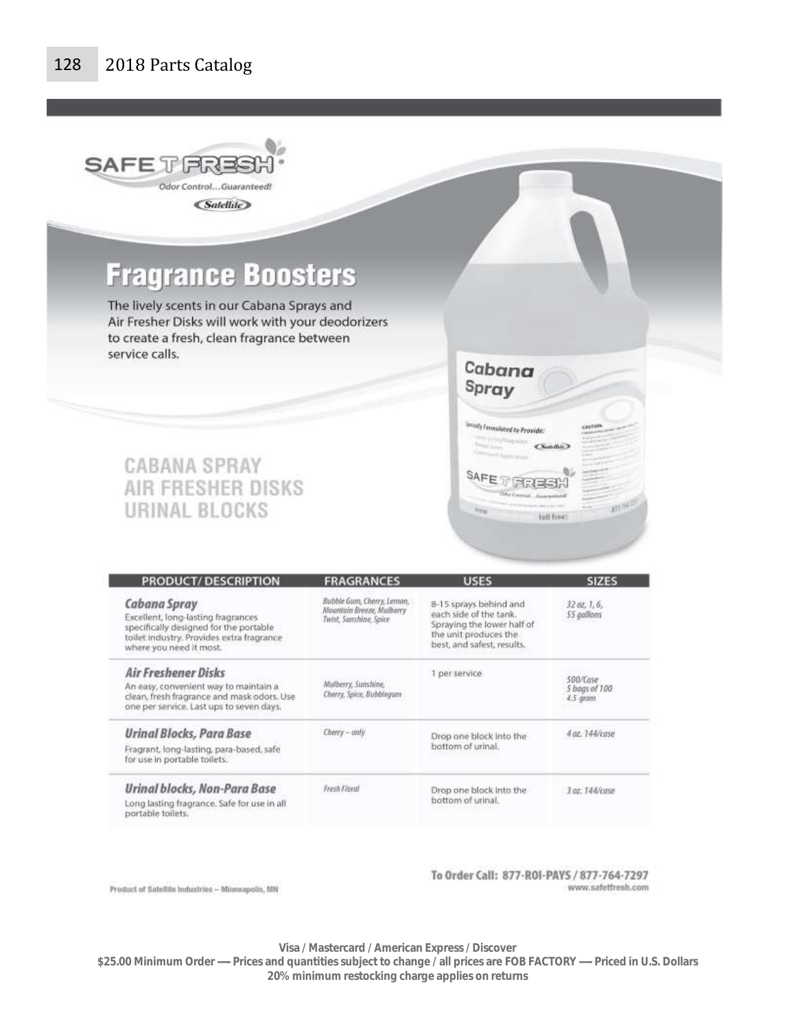SAFE T FRESH

Odor Control...Guaranteed!

Satellite

# Fragrance Boosters

The lively scents in our Cabana Sprays and Air Fresher Disks will work with your deodorizers to create a fresh, clean fragrance between service calls.

## CABANA SPRAY
## AIR FRESHER DISKS
## URINAL BLOCKS

| PRODUCT/ DESCRIPTION | FRAGRANCES | USES | SIZES |
|---|---|---|---|
| ***Cabana Spray***<br>Excellent, long-lasting fragrances specifically designed for the portable toilet industry. Provides extra fragrance where you need it most. | *Bubble Gum, Cherry, Lemon, Mountain Breeze, Mulberry Twist, Sunshine, Spice* | 8-15 sprays behind and each side of the tank. Spraying the lower half of the unit produces the best, and safest, results. | *32 oz, 1, 6, 55 gallons* |
| ***Air Freshener Disks***<br>An easy, convenient way to maintain a clean, fresh fragrance and mask odors. Use one per service. Last ups to seven days. | *Mulberry, Sunshine, Cherry, Spice, Bubblegum* | 1 per service | *500/Case 5 bags of 100 4.5 gram* |
| ***Urinal Blocks, Para Base***<br>Fragrant, long-lasting, para-based, safe for use in portable toilets. | *Cherry – only* | Drop one block into the bottom of urinal. | *4 oz. 144/case* |
| ***Urinal blocks, Non-Para Base***<br>Long lasting fragrance. Safe for use in all portable toilets. | *Fresh Floral* | Drop one block into the bottom of urinal. | *3 oz. 144/case* |

Product of Satellite Industries – Minneapolis, MN

**To Order Call: 877-ROI-PAYS / 877-764-7297**
www.safetfresh.com

**Visa / Mastercard / American Express / Discover**
**$25.00 Minimum Order — Prices and quantities subject to change / all prices are FOB FACTORY — Priced in U.S. Dollars**
**20% minimum restocking charge applies on returns**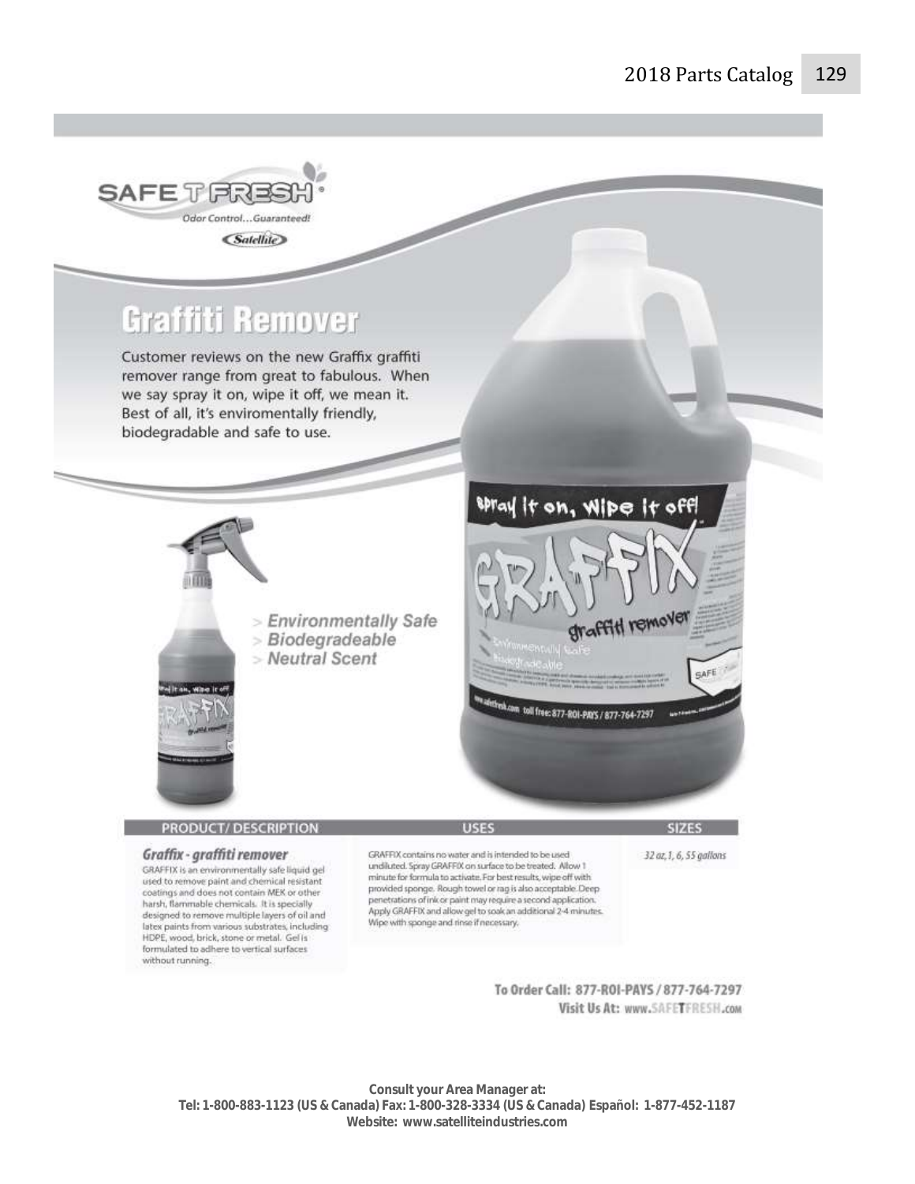SAFE T FRESH®

*Odor Control…Guaranteed!*

Satellite

# Graffiti Remover

Customer reviews on the new Graffix graffiti remover range from great to fabulous. When we say spray it on, wipe it off, we mean it. Best of all, it's enviromentally friendly, biodegradable and safe to use.

> *Environmentally Safe*
> *Biodegradeable*
> *Neutral Scent*

| PRODUCT/ DESCRIPTION | USES | SIZES |
| --- | --- | --- |
| ***Graffix - graffiti remover*** GRAFFIX is an environmentally safe liquid gel used to remove paint and chemical resistant coatings and does not contain MEK or other harsh, flammable chemicals. It is specially designed to remove multiple layers of oil and latex paints from various substrates, including HDPE, wood, brick, stone or metal. Gel is formulated to adhere to vertical surfaces without running. | GRAFFIX contains no water and is intended to be used undiluted. Spray GRAFFIX on surface to be treated. Allow 1 minute for formula to activate. For best results, wipe off with provided sponge. Rough towel or rag is also acceptable. Deep penetrations of ink or paint may require a second application. Apply GRAFFIX and allow gel to soak an additional 2-4 minutes. Wipe with sponge and rinse if necessary. | *32 oz, 1, 6, 55 gallons* |

**To Order Call: 877-ROI-PAYS / 877-764-7297**
**Visit Us At: www.SAFETFRESH.com**

**Consult your Area Manager at:**
**Tel: 1-800-883-1123 (US & Canada) Fax: 1-800-328-3334 (US & Canada) Español: 1-877-452-1187**
**Website: www.satelliteindustries.com**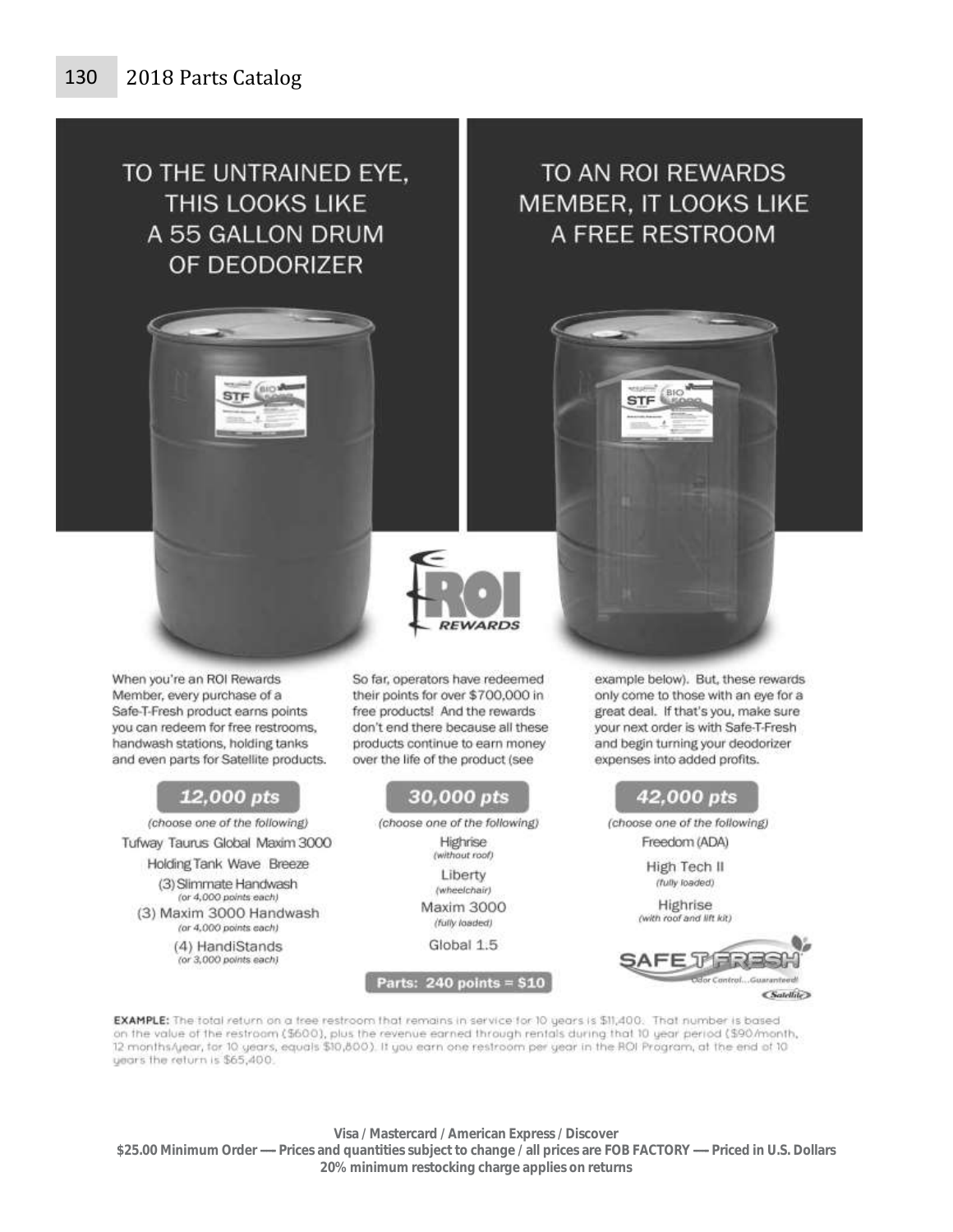## TO THE UNTRAINED EYE, THIS LOOKS LIKE A 55 GALLON DRUM OF DEODORIZER

## TO AN ROI REWARDS MEMBER, IT LOOKS LIKE A FREE RESTROOM

**ROI REWARDS**

When you're an ROI Rewards Member, every purchase of a Safe-T-Fresh product earns points you can redeem for free restrooms, handwash stations, holding tanks and even parts for Satellite products. So far, operators have redeemed their points for over $700,000 in free products! And the rewards don't end there because all these products continue to earn money over the life of the product (see example below). But, these rewards only come to those with an eye for a great deal. If that's you, make sure your next order is with Safe-T-Fresh and begin turning your deodorizer expenses into added profits.

### 12,000 pts

*(choose one of the following)*

Tufway Taurus Global Maxim 3000

Holding Tank Wave Breeze

(3) Slimmate Handwash
*(or 4,000 points each)*

(3) Maxim 3000 Handwash
*(or 4,000 points each)*

(4) HandiStands
*(or 3,000 points each)*

### 30,000 pts

*(choose one of the following)*

Highrise
*(without roof)*

Liberty
*(wheelchair)*

Maxim 3000
*(fully loaded)*

Global 1.5

**Parts: 240 points = $10**

### 42,000 pts

*(choose one of the following)*

Freedom (ADA)

High Tech II
*(fully loaded)*

Highrise
*(with roof and lift kit)*

SAFE T FRESH — Odor Control...Guaranteed! — Satellite

**EXAMPLE:** The total return on a free restroom that remains in service for 10 years is $11,400. That number is based on the value of the restroom ($600), plus the revenue earned through rentals during that 10 year period ($90/month, 12 months/year, for 10 years, equals $10,800). If you earn one restroom per year in the ROI Program, at the end of 10 years the return is $65,400.

**Visa / Mastercard / American Express / Discover**
**$25.00 Minimum Order — Prices and quantities subject to change / all prices are FOB FACTORY — Priced in U.S. Dollars**
**20% minimum restocking charge applies on returns**